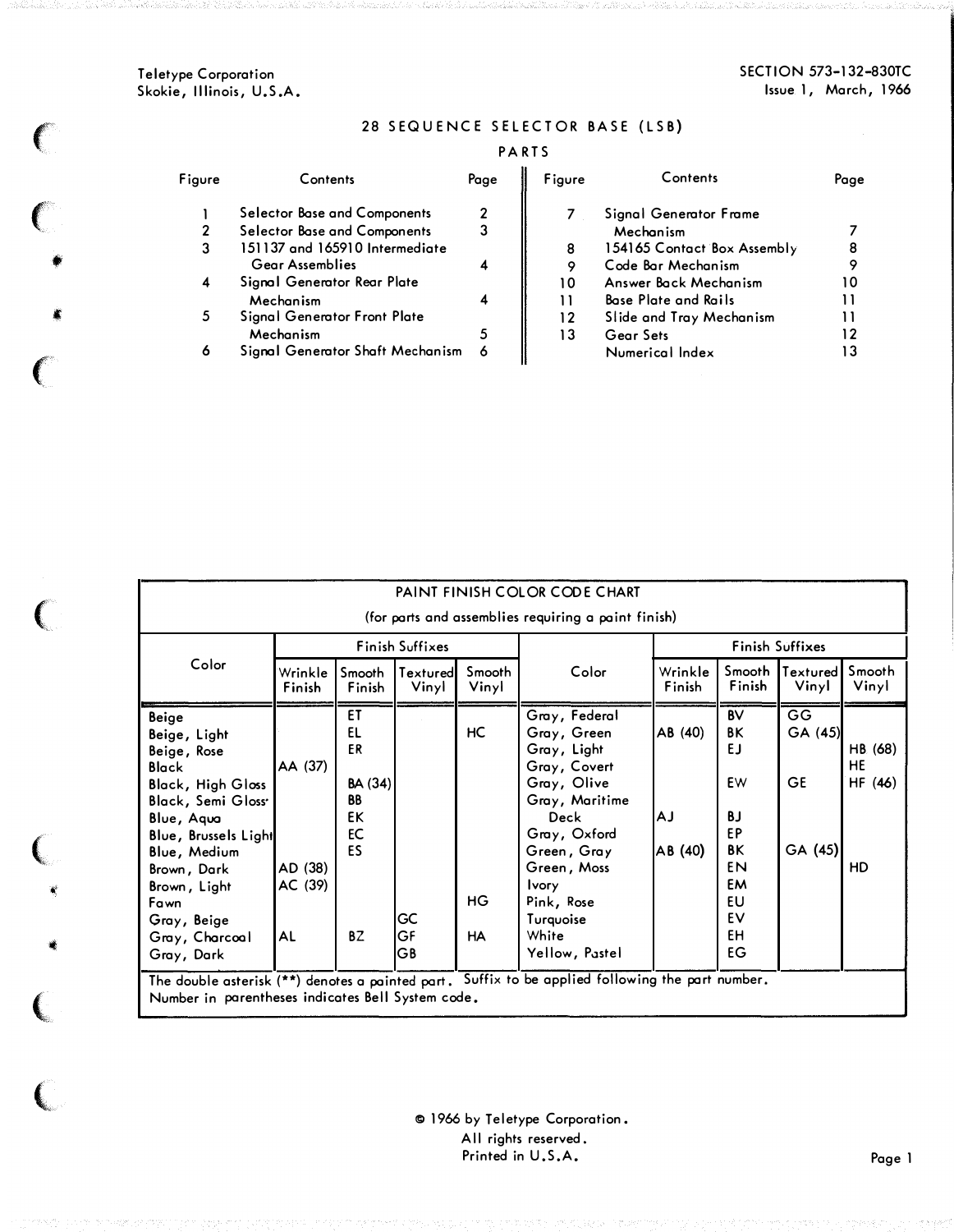Teletype Corporation
Skokie, Illinois, U.S.A.

SECTION 573-132-830TC
Issue 1, March, 1966

# 28 SEQUENCE SELECTOR BASE (LSB)

## PARTS

| Figure | Contents | Page | Figure | Contents | Page |
|---|---|---|---|---|---|
| 1 | Selector Base and Components | 2 | 7 | Signal Generator Frame Mechanism | 7 |
| 2 | Selector Base and Components | 3 | 8 | 154165 Contact Box Assembly | 8 |
| 3 | 151137 and 165910 Intermediate Gear Assemblies | 4 | 9 | Code Bar Mechanism | 9 |
| 4 | Signal Generator Rear Plate Mechanism | 4 | 10 | Answer Back Mechanism | 10 |
| 5 | Signal Generator Front Plate Mechanism | 5 | 11 | Base Plate and Rails | 11 |
| 6 | Signal Generator Shaft Mechanism | 6 | 12 | Slide and Tray Mechanism | 11 |
| | | | 13 | Gear Sets | 12 |
| | | | | Numerical Index | 13 |

PAINT FINISH COLOR CODE CHART
(for parts and assemblies requiring a paint finish)

| Color | Finish Suffixes | | | | Color | Finish Suffixes | | | |
|---|---|---|---|---|---|---|---|---|---|
| | Wrinkle Finish | Smooth Finish | Textured Vinyl | Smooth Vinyl | | Wrinkle Finish | Smooth Finish | Textured Vinyl | Smooth Vinyl |
| Beige | | ET | | | Gray, Federal | | BV | GG | |
| Beige, Light | | EL | | HC | Gray, Green | AB (40) | BK | GA (45) | |
| Beige, Rose | | ER | | | Gray, Light | | EJ | | HB (68) |
| Black | AA (37) | | | | Gray, Covert | | | | HE |
| Black, High Gloss | | BA (34) | | | Gray, Olive | | EW | GE | HF (46) |
| Black, Semi Gloss | | BB | | | Gray, Maritime Deck | AJ | BJ | | |
| Blue, Aqua | | EK | | | Gray, Oxford | | EP | | |
| Blue, Brussels Light | | EC | | | Green, Gray | AB (40) | BK | GA (45) | |
| Blue, Medium | | ES | | | Green, Moss | | EN | | HD |
| Brown, Dark | AD (38) | | | | Ivory | | EM | | |
| Brown, Light | AC (39) | | | | Pink, Rose | | EU | | |
| Fawn | | | | HG | Turquoise | | EV | | |
| Gray, Beige | | | GC | | White | | EH | | |
| Gray, Charcoal | AL | BZ | GF | HA | Yellow, Pastel | | EG | | |
| Gray, Dark | | | GB | | | | | | |

The double asterisk (**) denotes a painted part. Suffix to be applied following the part number. Number in parentheses indicates Bell System code.

© 1966 by Teletype Corporation.
All rights reserved.
Printed in U.S.A.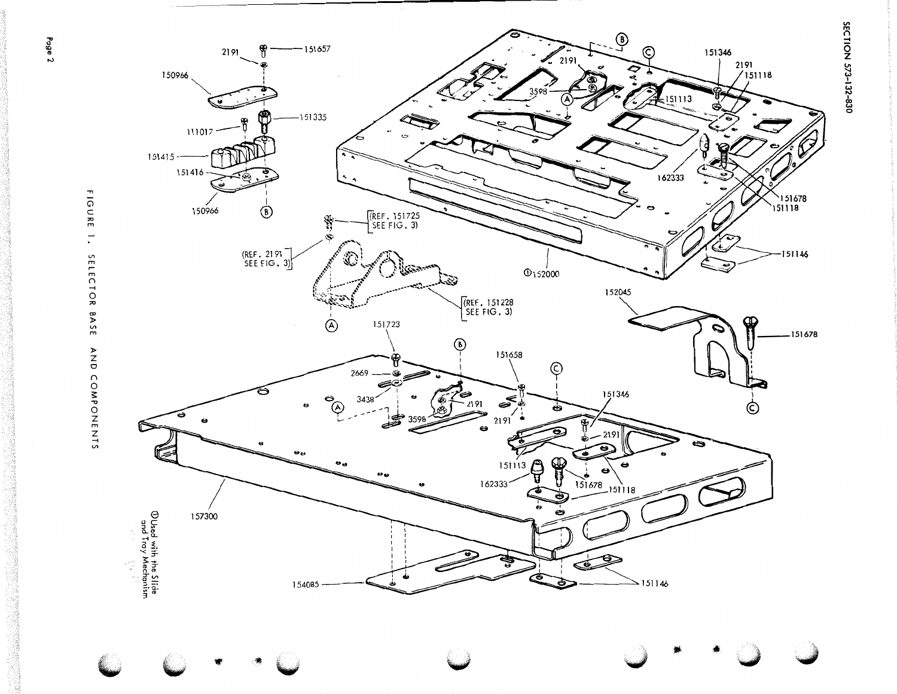FIGURE 1. SELECTOR BASE AND COMPONENTS

2191

151657

150966

151335

111017

151415

151416

150966

(B)

(REF. 151725 SEE FIG. 3)

(REF. 2191 SEE FIG. 3)

(REF. 151228 SEE FIG. 3)

(A)

(B)

(C)

2191

3598

(A)

151113

151346

2191

151118

162333

151678

151118

151146

①152000

152045

151678

(C)

151723

2669

3438

(A)

(B)

2191

3598

151658

2191

(C)

151346

2191

151113

162333

151678

151118

157300

154085

151146

①Used with the Slide and Tray Mechanism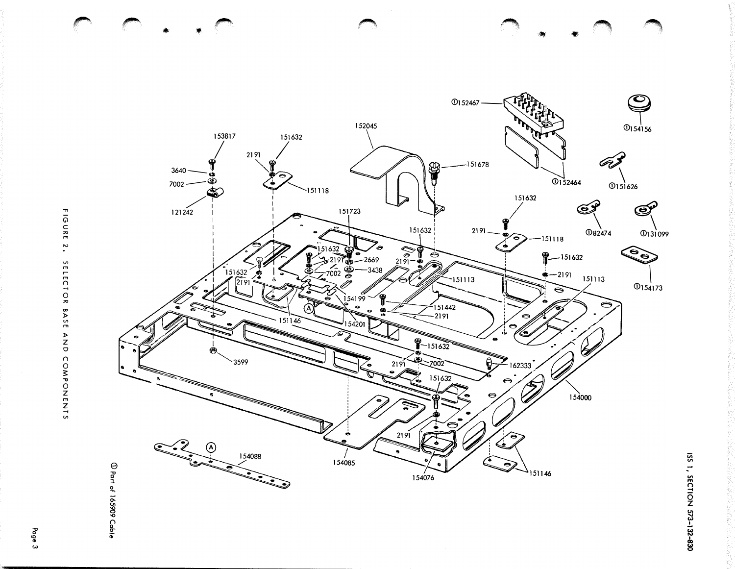FIGURE 2. SELECTOR BASE AND COMPONENTS

① Part of 165909 Cable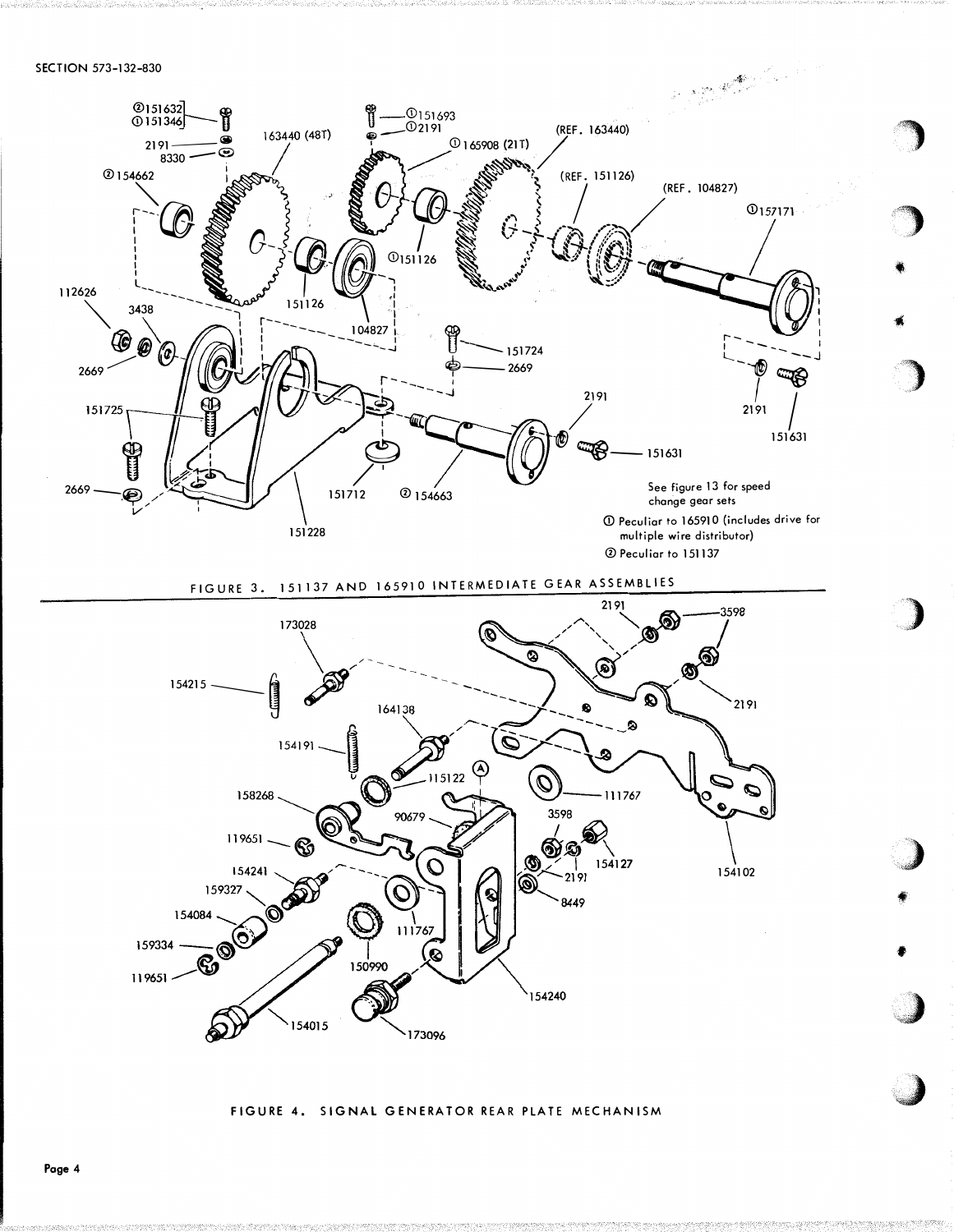See figure 13 for speed change gear sets

① Peculiar to 165910 (includes drive for multiple wire distributor)

② Peculiar to 151137

FIGURE 3. 151137 AND 165910 INTERMEDIATE GEAR ASSEMBLIES

FIGURE 4. SIGNAL GENERATOR REAR PLATE MECHANISM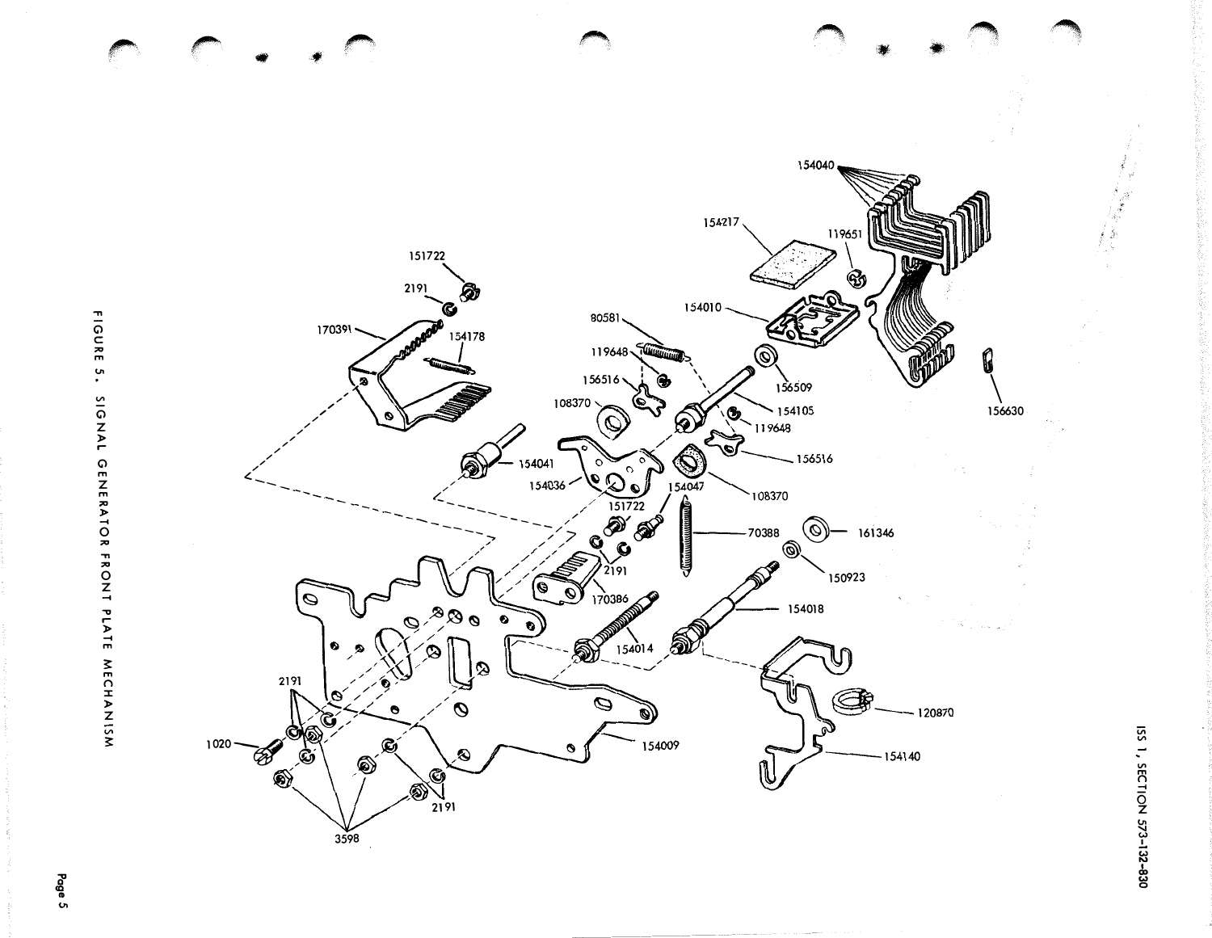154040

154217

119651

151722

2191

154010

170391

154178

80581

119648

156509

156516

154105

156630

108370

119648

156516

154041

154036

154047

108370

151722

70388

161346

2191

150923

170386

154018

154014

2191

120870

1020

154009

154140

3598

2191

FIGURE 5. SIGNAL GENERATOR FRONT PLATE MECHANISM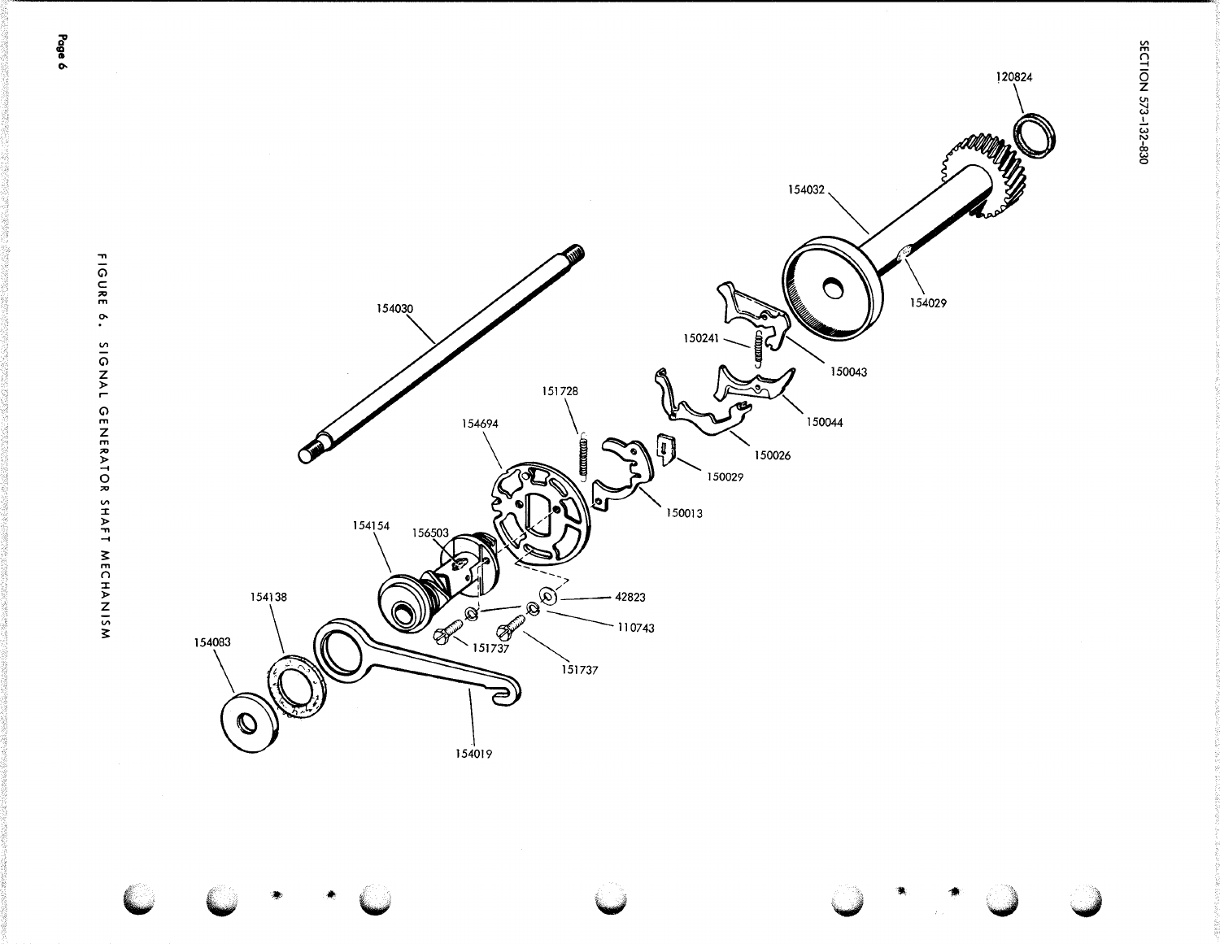154030

154032

120824

154029

150241

150043

150044

150026

150029

150013

151728

154694

154154

156503

42823

110743

151737

151737

154138

154083

154019

FIGURE 6. SIGNAL GENERATOR SHAFT MECHANISM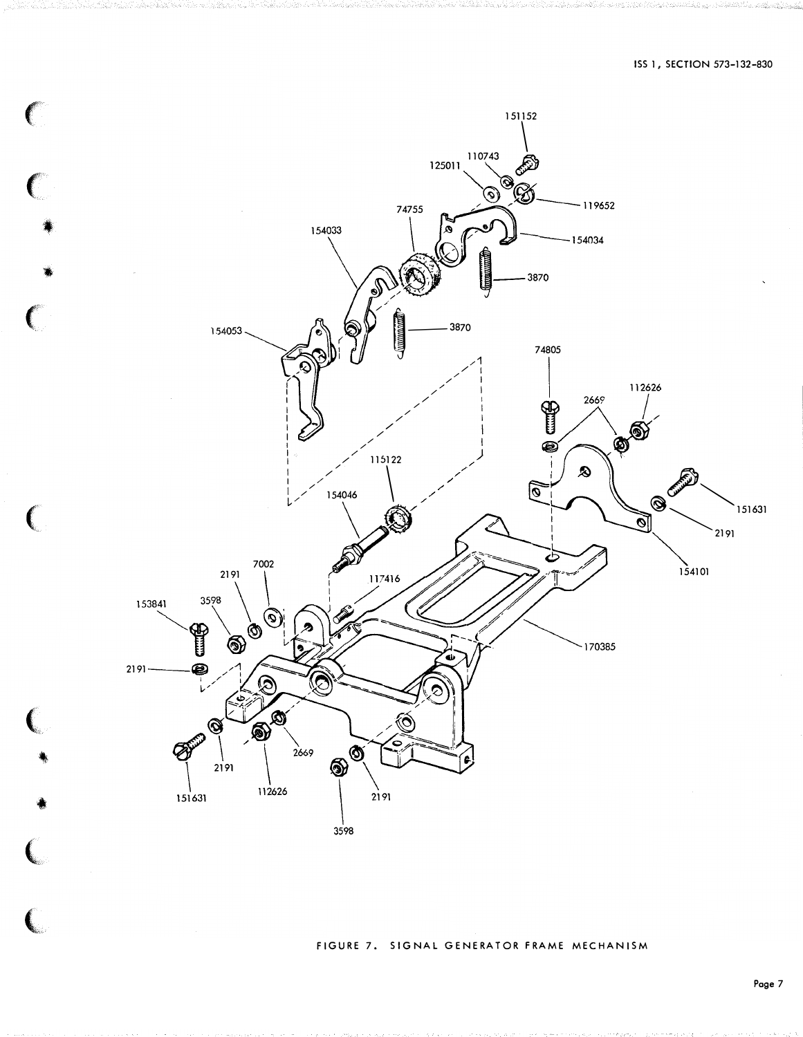151152

110743

125011

119652

74755

154033

154034

3870

3870

154053

74805

112626

2669

151631

2191

154101

115122

154046

7002

2191

117416

153841

3598

170385

2191

151631

2191

2669

112626

2191

3598

FIGURE 7. SIGNAL GENERATOR FRAME MECHANISM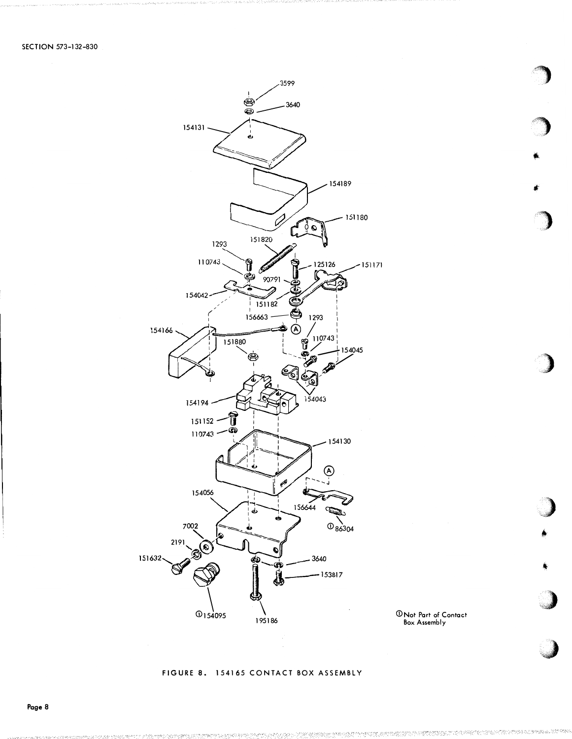①Not Part of Contact Box Assembly

FIGURE 8. 154165 CONTACT BOX ASSEMBLY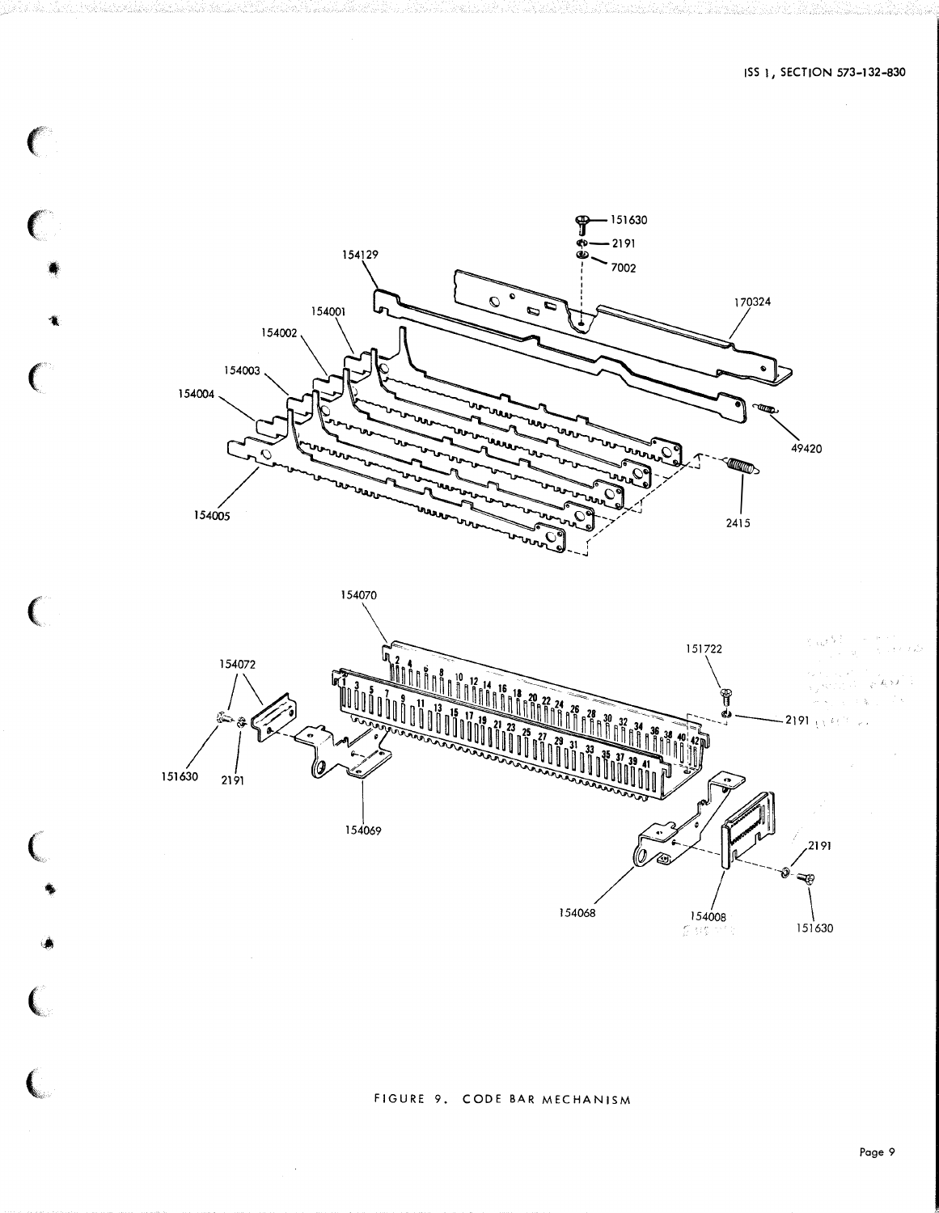FIGURE 9. CODE BAR MECHANISM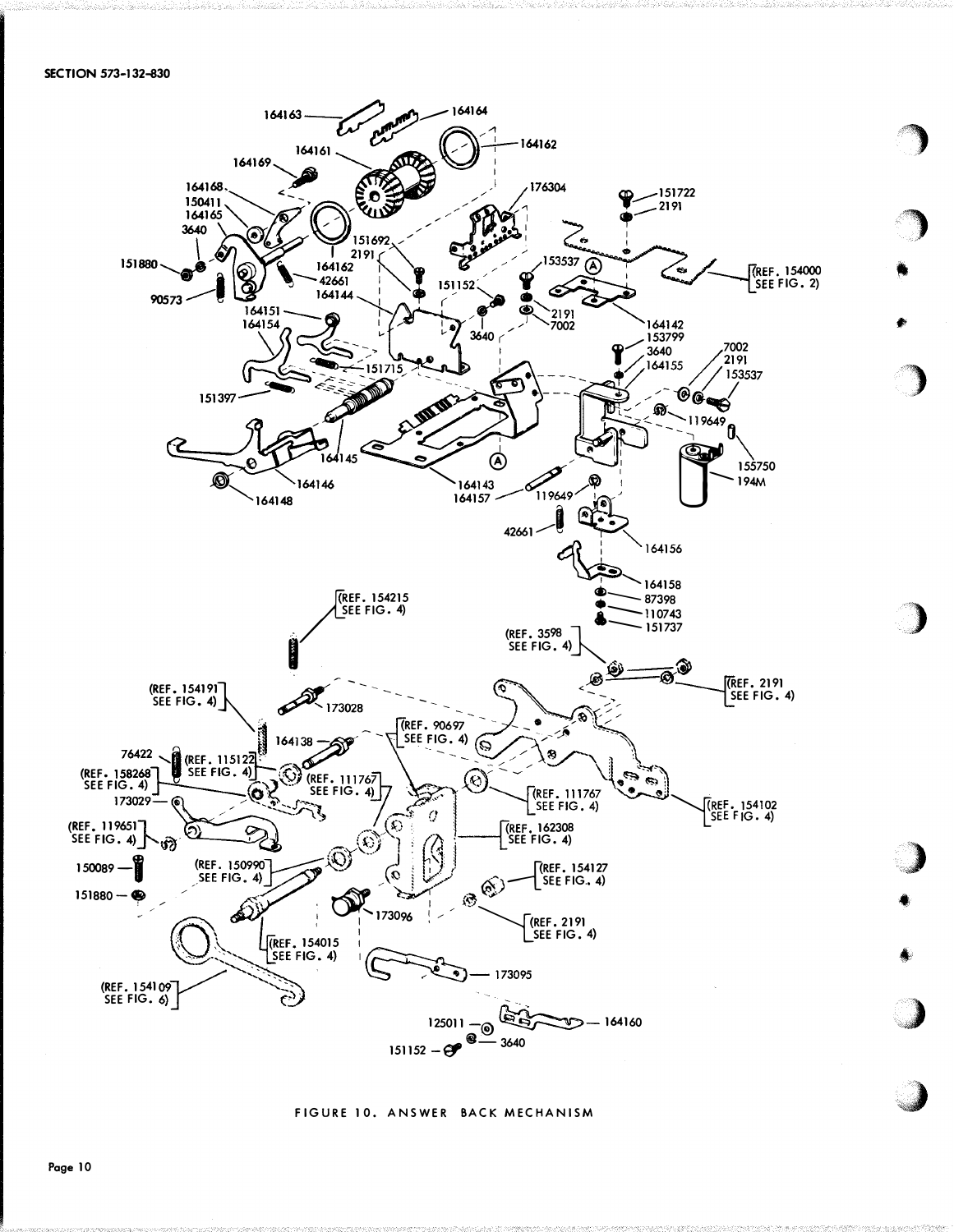FIGURE 10. ANSWER BACK MECHANISM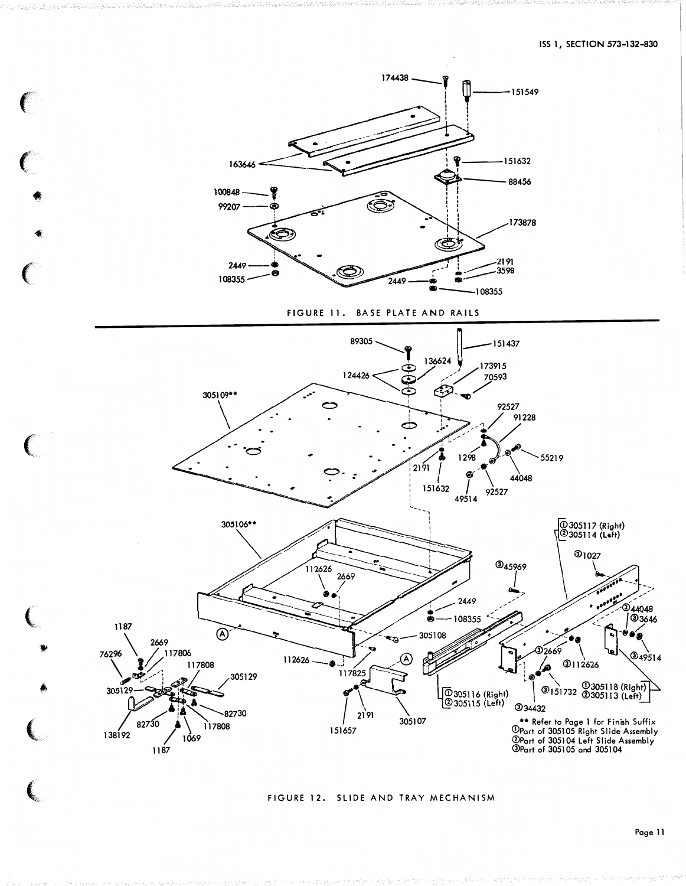174438

151549

163646

151632

88456

100848

99207

173878

2449

108355

2191

3598

2449

108355

FIGURE 11. BASE PLATE AND RAILS

89305

151437

136624

124426

173915

70593

305109**

92527

91228

1298

55219

2191

44048

151632

92527

49514

305106**

①305117 (Right)
②305114 (Left)

③1027

112626

2669

③45969

③44048

③3646

2449

108355

305108

③49514

1187

2669

76296

117806

③2669

③112626

117808

305129

112626

117825

305129

①305118 (Right)
②305113 (Left)

③151732

82730

①305116 (Right)
②305115 (Left)

138192

82730

117808

2191

305107

③34432

1069

151657

1187

** Refer to Page 1 for Finish Suffix
①Part of 305105 Right Slide Assembly
②Part of 305104 Left Slide Assembly
③Part of 305105 and 305104

FIGURE 12. SLIDE AND TRAY MECHANISM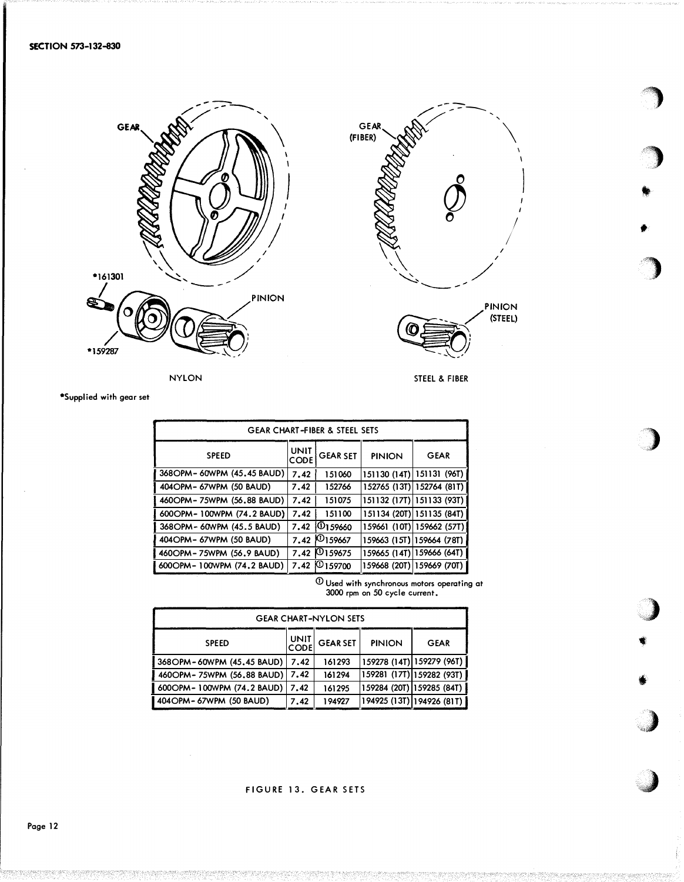GEAR

GEAR (FIBER)

*161301

PINION

PINION (STEEL)

*159287

NYLON

STEEL & FIBER

*Supplied with gear set

| GEAR CHART-FIBER & STEEL SETS | | | | |
|---|---|---|---|---|
| SPEED | UNIT CODE | GEAR SET | PINION | GEAR |
| 368OPM- 60WPM (45.45 BAUD) | 7.42 | 151060 | 151130 (14T) | 151131 (96T) |
| 404OPM- 67WPM (50 BAUD) | 7.42 | 152766 | 152765 (13T) | 152764 (81T) |
| 460OPM- 75WPM (56.88 BAUD) | 7.42 | 151075 | 151132 (17T) | 151133 (93T) |
| 600OPM- 100WPM (74.2 BAUD) | 7.42 | 151100 | 151134 (20T) | 151135 (84T) |
| 368OPM- 60WPM (45.5 BAUD) | 7.42 | ① 159660 | 159661 (10T) | 159662 (57T) |
| 404OPM- 67WPM (50 BAUD) | 7.42 | ① 159667 | 159663 (15T) | 159664 (78T) |
| 460OPM- 75WPM (56.9 BAUD) | 7.42 | ① 159675 | 159665 (14T) | 159666 (64T) |
| 600OPM- 100WPM (74.2 BAUD) | 7.42 | ① 159700 | 159668 (20T) | 159669 (70T) |

① Used with synchronous motors operating at 3000 rpm on 50 cycle current.

| GEAR CHART-NYLON SETS | | | | |
|---|---|---|---|---|
| SPEED | UNIT CODE | GEAR SET | PINION | GEAR |
| 368OPM- 60WPM (45.45 BAUD) | 7.42 | 161293 | 159278 (14T) | 159279 (96T) |
| 460OPM- 75WPM (56.88 BAUD) | 7.42 | 161294 | 159281 (17T) | 159282 (93T) |
| 600OPM- 100WPM (74.2 BAUD) | 7.42 | 161295 | 159284 (20T) | 159285 (84T) |
| 404OPM- 67WPM (50 BAUD) | 7.42 | 194927 | 194925 (13T) | 194926 (81T) |

FIGURE 13. GEAR SETS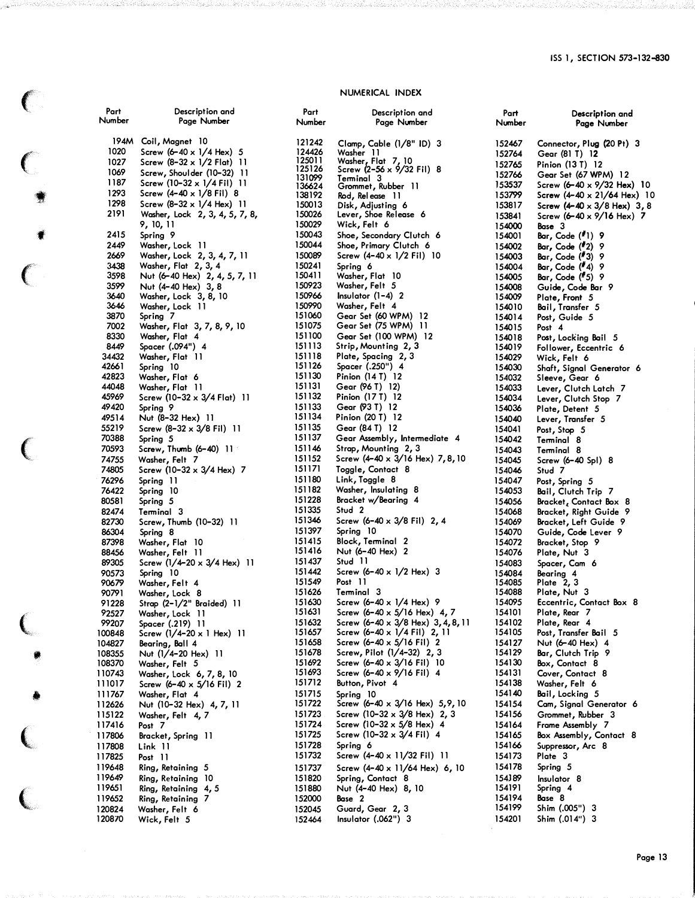## NUMERICAL INDEX

| Part Number | Description and Page Number |
|---|---|
| 194M | Coil, Magnet 10 |
| 1020 | Screw (6-40 x 1/4 Hex) 5 |
| 1027 | Screw (8-32 x 1/2 Flat) 11 |
| 1069 | Screw, Shoulder (10-32) 11 |
| 1187 | Screw (10-32 x 1/4 Fil) 11 |
| 1293 | Screw (4-40 x 1/8 Fil) 8 |
| 1298 | Screw (8-32 x 1/4 Hex) 11 |
| 2191 | Washer, Lock 2, 3, 4, 5, 7, 8, 9, 10, 11 |
| 2415 | Spring 9 |
| 2449 | Washer, Lock 11 |
| 2669 | Washer, Lock 2, 3, 4, 7, 11 |
| 3438 | Washer, Flat 2, 3, 4 |
| 3598 | Nut (6-40 Hex) 2, 4, 5, 7, 11 |
| 3599 | Nut (4-40 Hex) 3, 8 |
| 3640 | Washer, Lock 3, 8, 10 |
| 3646 | Washer, Lock 11 |
| 3870 | Spring 7 |
| 7002 | Washer, Flat 3, 7, 8, 9, 10 |
| 8330 | Washer, Flat 4 |
| 8449 | Spacer (.094") 4 |
| 34432 | Washer, Flat 11 |
| 42661 | Spring 10 |
| 42823 | Washer, Flat 6 |
| 44048 | Washer, Flat 11 |
| 45969 | Screw (10-32 x 3/4 Flat) 11 |
| 49420 | Spring 9 |
| 49514 | Nut (8-32 Hex) 11 |
| 55219 | Screw (8-32 x 3/8 Fil) 11 |
| 70388 | Spring 5 |
| 70593 | Screw, Thumb (6-40) 11 |
| 74755 | Washer, Felt 7 |
| 74805 | Screw (10-32 x 3/4 Hex) 7 |
| 76296 | Spring 11 |
| 76422 | Spring 10 |
| 80581 | Spring 5 |
| 82474 | Terminal 3 |
| 82730 | Screw, Thumb (10-32) 11 |
| 86304 | Spring 8 |
| 87398 | Washer, Flat 10 |
| 88456 | Washer, Felt 11 |
| 89305 | Screw (1/4-20 x 3/4 Hex) 11 |
| 90573 | Spring 10 |
| 90679 | Washer, Felt 4 |
| 90791 | Washer, Lock 8 |
| 91228 | Strap (2-1/2" Braided) 11 |
| 92527 | Washer, Lock 11 |
| 99207 | Spacer (.219) 11 |
| 100848 | Screw (1/4-20 x 1 Hex) 11 |
| 104827 | Bearing, Ball 4 |
| 108355 | Nut (1/4-20 Hex) 11 |
| 108370 | Washer, Felt 5 |
| 110743 | Washer, Lock 6, 7, 8, 10 |
| 111017 | Screw (6-40 x 5/16 Fil) 2 |
| 111767 | Washer, Flat 4 |
| 112626 | Nut (10-32 Hex) 4, 7, 11 |
| 115122 | Washer, Felt 4, 7 |
| 117416 | Post 7 |
| 117806 | Bracket, Spring 11 |
| 117808 | Link 11 |
| 117825 | Post 11 |
| 119648 | Ring, Retaining 5 |
| 119649 | Ring, Retaining 10 |
| 119651 | Ring, Retaining 4, 5 |
| 119652 | Ring, Retaining 7 |
| 120824 | Washer, Felt 6 |
| 120870 | Wick, Felt 5 |
| 121242 | Clamp, Cable (1/8" ID) 3 |
| 124426 | Washer 11 |
| 125011 | Washer, Flat 7, 10 |
| 125126 | Screw (2-56 x 9/32 Fil) 8 |
| 131099 | Terminal 3 |
| 136624 | Grommet, Rubber 11 |
| 138192 | Rod, Release 11 |
| 150013 | Disk, Adjusting 6 |
| 150026 | Lever, Shoe Release 6 |
| 150029 | Wick, Felt 6 |
| 150043 | Shoe, Secondary Clutch 6 |
| 150044 | Shoe, Primary Clutch 6 |
| 150089 | Screw (4-40 x 1/2 Fil) 10 |
| 150241 | Spring 6 |
| 150411 | Washer, Flat 10 |
| 150923 | Washer, Felt 5 |
| 150966 | Insulator (1-4) 2 |
| 150990 | Washer, Felt 4 |
| 151060 | Gear Set (60 WPM) 12 |
| 151075 | Gear Set (75 WPM) 11 |
| 151100 | Gear Set (100 WPM) 12 |
| 151113 | Strip, Mounting 2, 3 |
| 151118 | Plate, Spacing 2, 3 |
| 151126 | Spacer (.250") 4 |
| 151130 | Pinion (14 T) 12 |
| 151131 | Gear (96 T) 12) |
| 151132 | Pinion (17 T) 12 |
| 151133 | Gear (93 T) 12 |
| 151134 | Pinion (20 T) 12 |
| 151135 | Gear (84 T) 12 |
| 151137 | Gear Assembly, Intermediate 4 |
| 151146 | Strap, Mounting 2, 3 |
| 151152 | Screw (4-40 x 3/16 Hex) 7, 8, 10 |
| 151171 | Toggle, Contact 8 |
| 151180 | Link, Toggle 8 |
| 151182 | Washer, Insulating 8 |
| 151228 | Bracket w/Bearing 4 |
| 151335 | Stud 2 |
| 151346 | Screw (6-40 x 3/8 Fil) 2, 4 |
| 151397 | Spring 10 |
| 151415 | Block, Terminal 2 |
| 151416 | Nut (6-40 Hex) 2 |
| 151437 | Stud 11 |
| 151442 | Screw (6-40 x 1/2 Hex) 3 |
| 151549 | Post 11 |
| 151626 | Terminal 3 |
| 151630 | Screw (6-40 x 1/4 Hex) 9 |
| 151631 | Screw (6-40 x 5/16 Hex) 4, 7 |
| 151632 | Screw (6-40 x 3/8 Hex) 3, 4, 8, 11 |
| 151657 | Screw (6-40 x 1/4 Fil) 2, 11 |
| 151658 | Screw (6-40 x 5/16 Fil) 2 |
| 151678 | Screw, Pilot (1/4-32) 2, 3 |
| 151692 | Screw (6-40 x 3/16 Fil) 10 |
| 151693 | Screw (6-40 x 9/16 Fil) 4 |
| 151712 | Button, Pivot 4 |
| 151715 | Spring 10 |
| 151722 | Screw (6-40 x 3/16 Hex) 5, 9, 10 |
| 151723 | Screw (10-32 x 3/8 Hex) 2, 3 |
| 151724 | Screw (10-32 x 5/8 Hex) 4 |
| 151725 | Screw (10-32 x 3/4 Fil) 4 |
| 151728 | Spring 6 |
| 151732 | Screw (4-40 x 11/32 Fil) 11 |
| 151737 | Screw (4-40 x 11/64 Hex) 6, 10 |
| 151820 | Spring, Contact 8 |
| 151880 | Nut (4-40 Hex) 8, 10 |
| 152000 | Base 2 |
| 152045 | Guard, Gear 2, 3 |
| 152464 | Insulator (.062") 3 |
| 152467 | Connector, Plug (20 Pt) 3 |
| 152764 | Gear (81 T) 12 |
| 152765 | Pinion (13 T) 12 |
| 152766 | Gear Set (67 WPM) 12 |
| 153537 | Screw (6-40 x 9/32 Hex) 10 |
| 153799 | Screw (4-40 x 21/64 Hex) 10 |
| 153817 | Screw (4-40 x 3/8 Hex) 3, 8 |
| 153841 | Screw (6-40 x 9/16 Hex) 7 |
| 154000 | Base 3 |
| 154001 | Bar, Code (#1) 9 |
| 154002 | Bar, Code (#2) 9 |
| 154003 | Bar, Code (#3) 9 |
| 154004 | Bar, Code (#4) 9 |
| 154005 | Bar, Code (#5) 9 |
| 154008 | Guide, Code Bar 9 |
| 154009 | Plate, Front 5 |
| 154010 | Bail, Transfer 5 |
| 154014 | Post, Guide 5 |
| 154015 | Post 4 |
| 154018 | Post, Locking Bail 5 |
| 154019 | Follower, Eccentric 6 |
| 154029 | Wick, Felt 6 |
| 154030 | Shaft, Signal Generator 6 |
| 154032 | Sleeve, Gear 6 |
| 154033 | Lever, Clutch Latch 7 |
| 154034 | Lever, Clutch Stop 7 |
| 154036 | Plate, Detent 5 |
| 154040 | Lever, Transfer 5 |
| 154041 | Post, Stop 5 |
| 154042 | Terminal 8 |
| 154043 | Terminal 8 |
| 154045 | Screw (6-40 Spl) 8 |
| 154046 | Stud 7 |
| 154047 | Post, Spring 5 |
| 154053 | Bail, Clutch Trip 7 |
| 154056 | Bracket, Contact Box 8 |
| 154068 | Bracket, Right Guide 9 |
| 154069 | Bracket, Left Guide 9 |
| 154070 | Guide, Code Lever 9 |
| 154072 | Bracket, Stop 9 |
| 154076 | Plate, Nut 3 |
| 154083 | Spacer, Cam 6 |
| 154084 | Bearing 4 |
| 154085 | Plate 2, 3 |
| 154088 | Plate, Nut 3 |
| 154095 | Eccentric, Contact Box 8 |
| 154101 | Plate, Rear 7 |
| 154102 | Plate, Rear 4 |
| 154105 | Post, Transfer Bail 5 |
| 154127 | Nut (6-40 Hex) 4 |
| 154129 | Bar, Clutch Trip 9 |
| 154130 | Box, Contact 8 |
| 154131 | Cover, Contact 8 |
| 154138 | Washer, Felt 6 |
| 154140 | Bail, Locking 5 |
| 154154 | Cam, Signal Generator 6 |
| 154156 | Grommet, Rubber 3 |
| 154164 | Frame Assembly 7 |
| 154165 | Box Assembly, Contact 8 |
| 154166 | Suppressor, Arc 8 |
| 154173 | Plate 3 |
| 154178 | Spring 5 |
| 154189 | Insulator 8 |
| 154191 | Spring 4 |
| 154194 | Base 8 |
| 154199 | Shim (.005") 3 |
| 154201 | Shim (.014") 3 |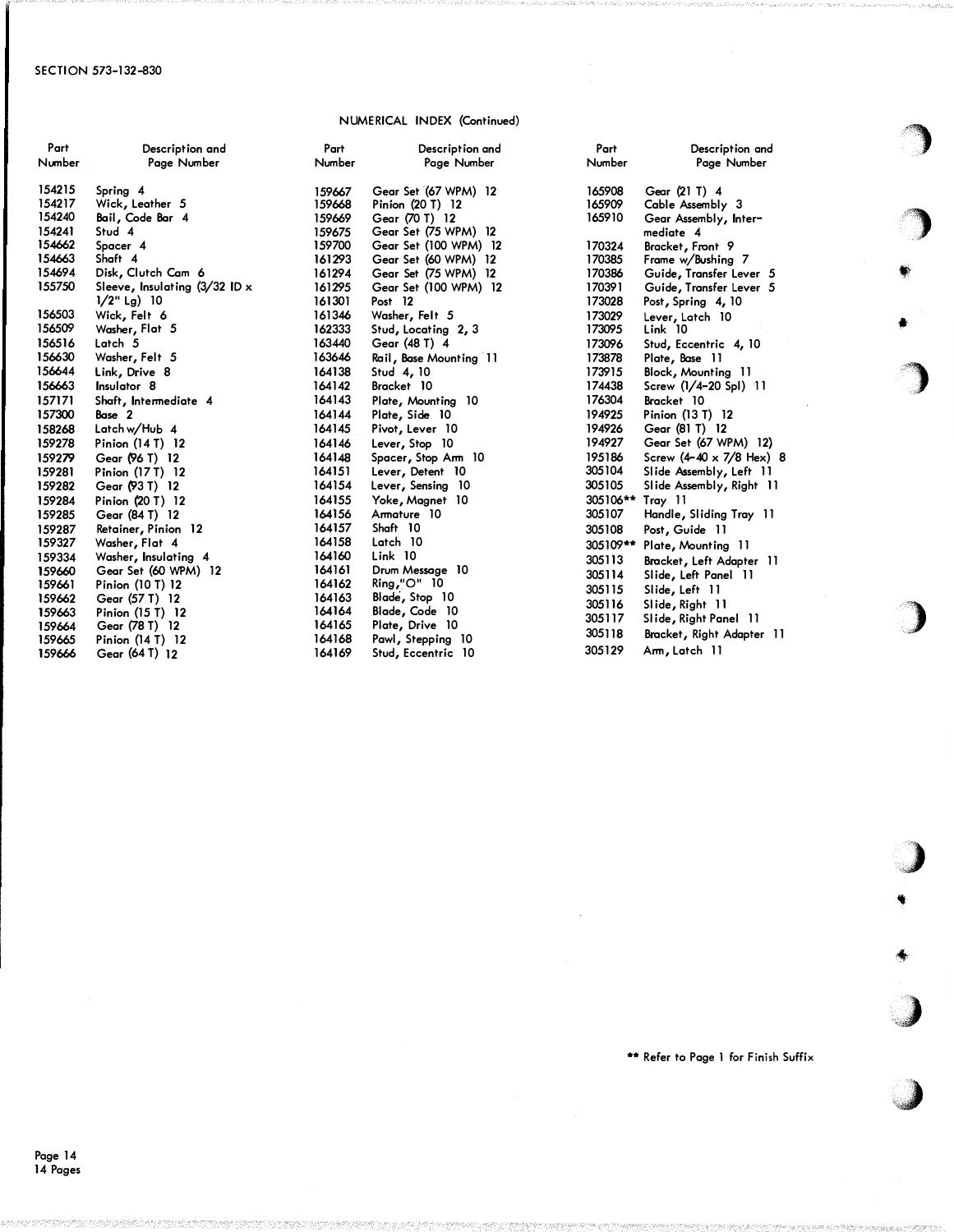## NUMERICAL INDEX (Continued)

| Part Number | Description and Page Number |
|---|---|
| 154215 | Spring 4 |
| 154217 | Wick, Leather 5 |
| 154240 | Bail, Code Bar 4 |
| 154241 | Stud 4 |
| 154662 | Spacer 4 |
| 154663 | Shaft 4 |
| 154694 | Disk, Clutch Cam 6 |
| 155750 | Sleeve, Insulating (3/32 ID x 1/2" Lg) 10 |
| 156503 | Wick, Felt 6 |
| 156509 | Washer, Flat 5 |
| 156516 | Latch 5 |
| 156630 | Washer, Felt 5 |
| 156644 | Link, Drive 8 |
| 156663 | Insulator 8 |
| 157171 | Shaft, Intermediate 4 |
| 157300 | Base 2 |
| 158268 | Latch w/Hub 4 |
| 159278 | Pinion (14 T) 12 |
| 159279 | Gear (96 T) 12 |
| 159281 | Pinion (17 T) 12 |
| 159282 | Gear (93 T) 12 |
| 159284 | Pinion (20 T) 12 |
| 159285 | Gear (84 T) 12 |
| 159287 | Retainer, Pinion 12 |
| 159327 | Washer, Flat 4 |
| 159334 | Washer, Insulating 4 |
| 159660 | Gear Set (60 WPM) 12 |
| 159661 | Pinion (10 T) 12 |
| 159662 | Gear (57 T) 12 |
| 159663 | Pinion (15 T) 12 |
| 159664 | Gear (78 T) 12 |
| 159665 | Pinion (14 T) 12 |
| 159666 | Gear (64 T) 12 |
| 159667 | Gear Set (67 WPM) 12 |
| 159668 | Pinion (20 T) 12 |
| 159669 | Gear (70 T) 12 |
| 159675 | Gear Set (75 WPM) 12 |
| 159700 | Gear Set (100 WPM) 12 |
| 161293 | Gear Set (60 WPM) 12 |
| 161294 | Gear Set (75 WPM) 12 |
| 161295 | Gear Set (100 WPM) 12 |
| 161301 | Post 12 |
| 161346 | Washer, Felt 5 |
| 162333 | Stud, Locating 2, 3 |
| 163440 | Gear (48 T) 4 |
| 163646 | Rail, Base Mounting 11 |
| 164138 | Stud 4, 10 |
| 164142 | Bracket 10 |
| 164143 | Plate, Mounting 10 |
| 164144 | Plate, Side 10 |
| 164145 | Pivot, Lever 10 |
| 164146 | Lever, Stop 10 |
| 164148 | Spacer, Stop Arm 10 |
| 164151 | Lever, Detent 10 |
| 164154 | Lever, Sensing 10 |
| 164155 | Yoke, Magnet 10 |
| 164156 | Armature 10 |
| 164157 | Shaft 10 |
| 164158 | Latch 10 |
| 164160 | Link 10 |
| 164161 | Drum Message 10 |
| 164162 | Ring,"O" 10 |
| 164163 | Blade, Stop 10 |
| 164164 | Blade, Code 10 |
| 164165 | Plate, Drive 10 |
| 164168 | Pawl, Stepping 10 |
| 164169 | Stud, Eccentric 10 |
| 165908 | Gear (21 T) 4 |
| 165909 | Cable Assembly 3 |
| 165910 | Gear Assembly, Intermediate 4 |
| 170324 | Bracket, Front 9 |
| 170385 | Frame w/Bushing 7 |
| 170386 | Guide, Transfer Lever 5 |
| 170391 | Guide, Transfer Lever 5 |
| 173028 | Post, Spring 4, 10 |
| 173029 | Lever, Latch 10 |
| 173095 | Link 10 |
| 173096 | Stud, Eccentric 4, 10 |
| 173878 | Plate, Base 11 |
| 173915 | Block, Mounting 11 |
| 174438 | Screw (1/4-20 Spl) 11 |
| 176304 | Bracket 10 |
| 194925 | Pinion (13 T) 12 |
| 194926 | Gear (81 T) 12 |
| 194927 | Gear Set (67 WPM) 12) |
| 195186 | Screw (4-40 x 7/8 Hex) 8 |
| 305104 | Slide Assembly, Left 11 |
| 305105 | Slide Assembly, Right 11 |
| 305106** | Tray 11 |
| 305107 | Handle, Sliding Tray 11 |
| 305108 | Post, Guide 11 |
| 305109** | Plate, Mounting 11 |
| 305113 | Bracket, Left Adapter 11 |
| 305114 | Slide, Left Panel 11 |
| 305115 | Slide, Left 11 |
| 305116 | Slide, Right 11 |
| 305117 | Slide, Right Panel 11 |
| 305118 | Bracket, Right Adapter 11 |
| 305129 | Arm, Latch 11 |

** Refer to Page 1 for Finish Suffix